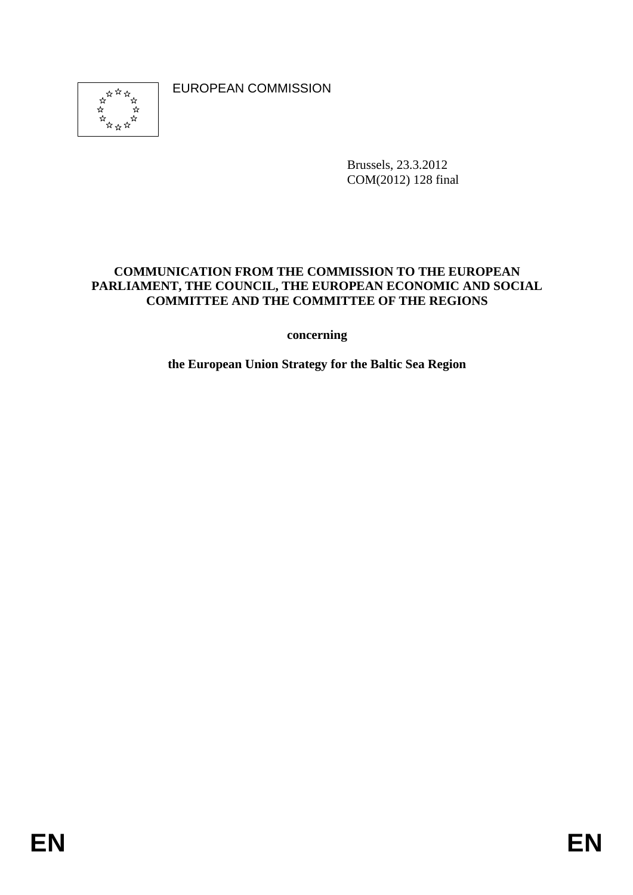EUROPEAN COMMISSION

Brussels, 23.3.2012
COM(2012) 128 final

**COMMUNICATION FROM THE COMMISSION TO THE EUROPEAN PARLIAMENT, THE COUNCIL, THE EUROPEAN ECONOMIC AND SOCIAL COMMITTEE AND THE COMMITTEE OF THE REGIONS**

**concerning**

**the European Union Strategy for the Baltic Sea Region**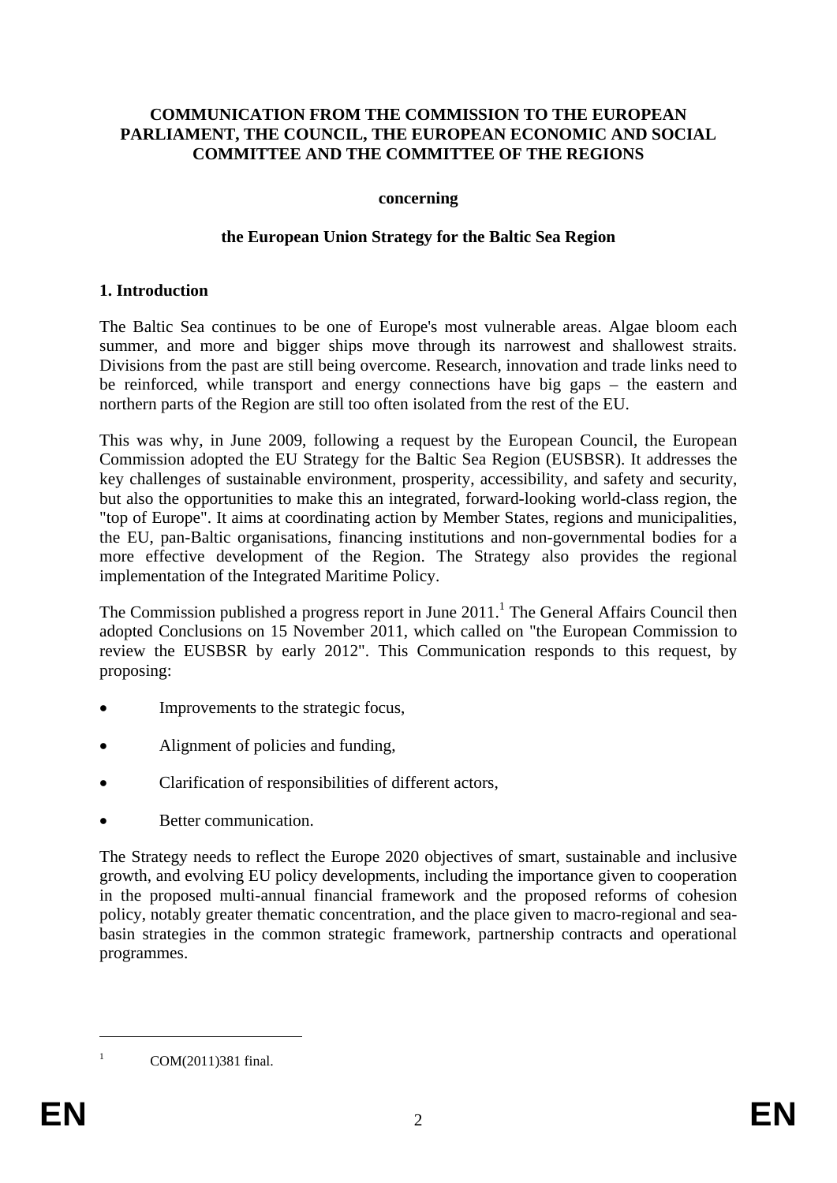**COMMUNICATION FROM THE COMMISSION TO THE EUROPEAN PARLIAMENT, THE COUNCIL, THE EUROPEAN ECONOMIC AND SOCIAL COMMITTEE AND THE COMMITTEE OF THE REGIONS**

**concerning**

**the European Union Strategy for the Baltic Sea Region**

## 1. Introduction

The Baltic Sea continues to be one of Europe's most vulnerable areas. Algae bloom each summer, and more and bigger ships move through its narrowest and shallowest straits. Divisions from the past are still being overcome. Research, innovation and trade links need to be reinforced, while transport and energy connections have big gaps – the eastern and northern parts of the Region are still too often isolated from the rest of the EU.

This was why, in June 2009, following a request by the European Council, the European Commission adopted the EU Strategy for the Baltic Sea Region (EUSBSR). It addresses the key challenges of sustainable environment, prosperity, accessibility, and safety and security, but also the opportunities to make this an integrated, forward-looking world-class region, the "top of Europe". It aims at coordinating action by Member States, regions and municipalities, the EU, pan-Baltic organisations, financing institutions and non-governmental bodies for a more effective development of the Region. The Strategy also provides the regional implementation of the Integrated Maritime Policy.

The Commission published a progress report in June 2011.[1] The General Affairs Council then adopted Conclusions on 15 November 2011, which called on "the European Commission to review the EUSBSR by early 2012". This Communication responds to this request, by proposing:

- Improvements to the strategic focus,
- Alignment of policies and funding,
- Clarification of responsibilities of different actors,
- Better communication.

The Strategy needs to reflect the Europe 2020 objectives of smart, sustainable and inclusive growth, and evolving EU policy developments, including the importance given to cooperation in the proposed multi-annual financial framework and the proposed reforms of cohesion policy, notably greater thematic concentration, and the place given to macro-regional and sea-basin strategies in the common strategic framework, partnership contracts and operational programmes.

---

[1] COM(2011)381 final.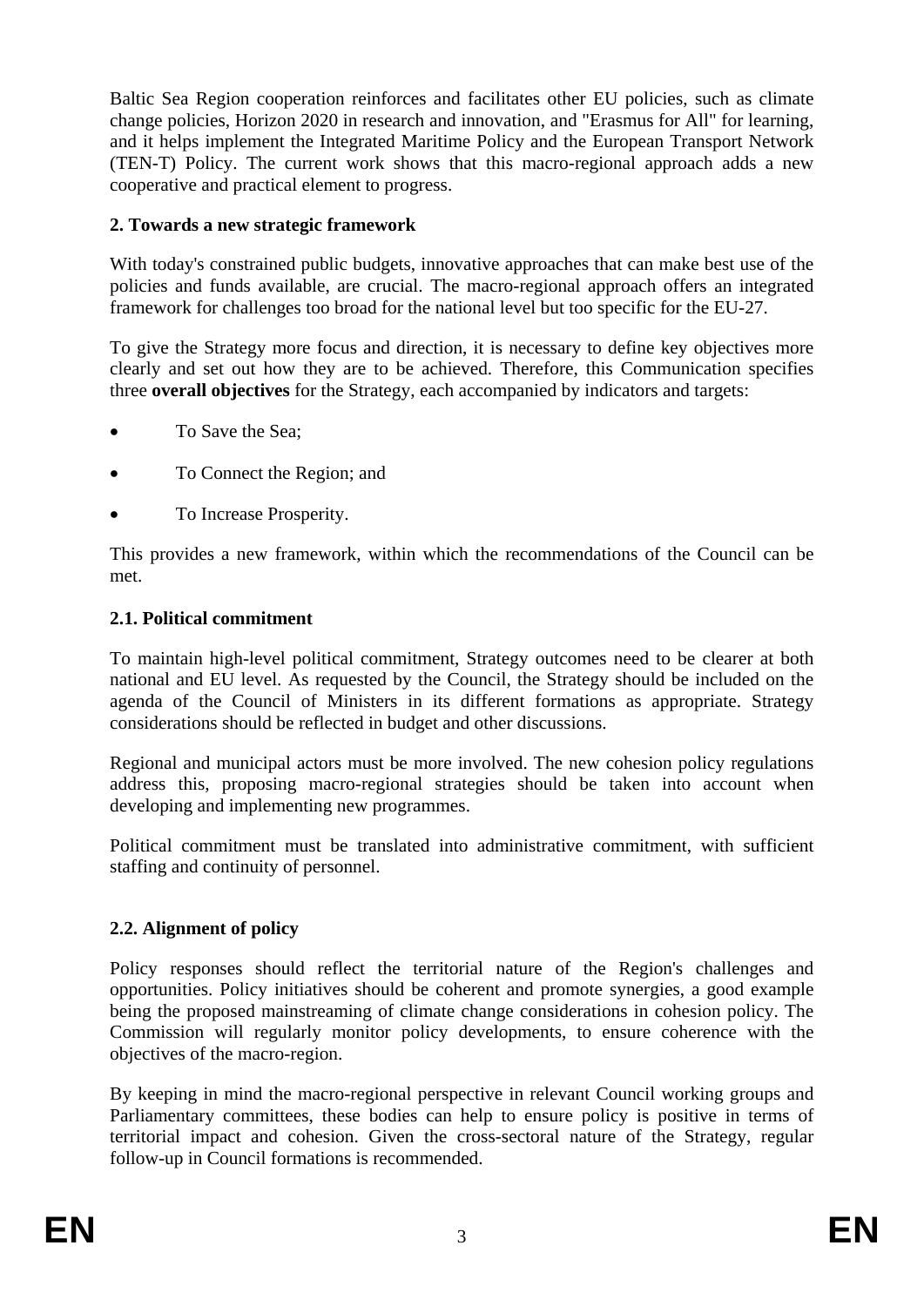Baltic Sea Region cooperation reinforces and facilitates other EU policies, such as climate change policies, Horizon 2020 in research and innovation, and "Erasmus for All" for learning, and it helps implement the Integrated Maritime Policy and the European Transport Network (TEN-T) Policy. The current work shows that this macro-regional approach adds a new cooperative and practical element to progress.

## 2. Towards a new strategic framework

With today's constrained public budgets, innovative approaches that can make best use of the policies and funds available, are crucial. The macro-regional approach offers an integrated framework for challenges too broad for the national level but too specific for the EU-27.

To give the Strategy more focus and direction, it is necessary to define key objectives more clearly and set out how they are to be achieved. Therefore, this Communication specifies three **overall objectives** for the Strategy, each accompanied by indicators and targets:

- To Save the Sea;
- To Connect the Region; and
- To Increase Prosperity.

This provides a new framework, within which the recommendations of the Council can be met.

### 2.1. Political commitment

To maintain high-level political commitment, Strategy outcomes need to be clearer at both national and EU level. As requested by the Council, the Strategy should be included on the agenda of the Council of Ministers in its different formations as appropriate. Strategy considerations should be reflected in budget and other discussions.

Regional and municipal actors must be more involved. The new cohesion policy regulations address this, proposing macro-regional strategies should be taken into account when developing and implementing new programmes.

Political commitment must be translated into administrative commitment, with sufficient staffing and continuity of personnel.

### 2.2. Alignment of policy

Policy responses should reflect the territorial nature of the Region's challenges and opportunities. Policy initiatives should be coherent and promote synergies, a good example being the proposed mainstreaming of climate change considerations in cohesion policy. The Commission will regularly monitor policy developments, to ensure coherence with the objectives of the macro-region.

By keeping in mind the macro-regional perspective in relevant Council working groups and Parliamentary committees, these bodies can help to ensure policy is positive in terms of territorial impact and cohesion. Given the cross-sectoral nature of the Strategy, regular follow-up in Council formations is recommended.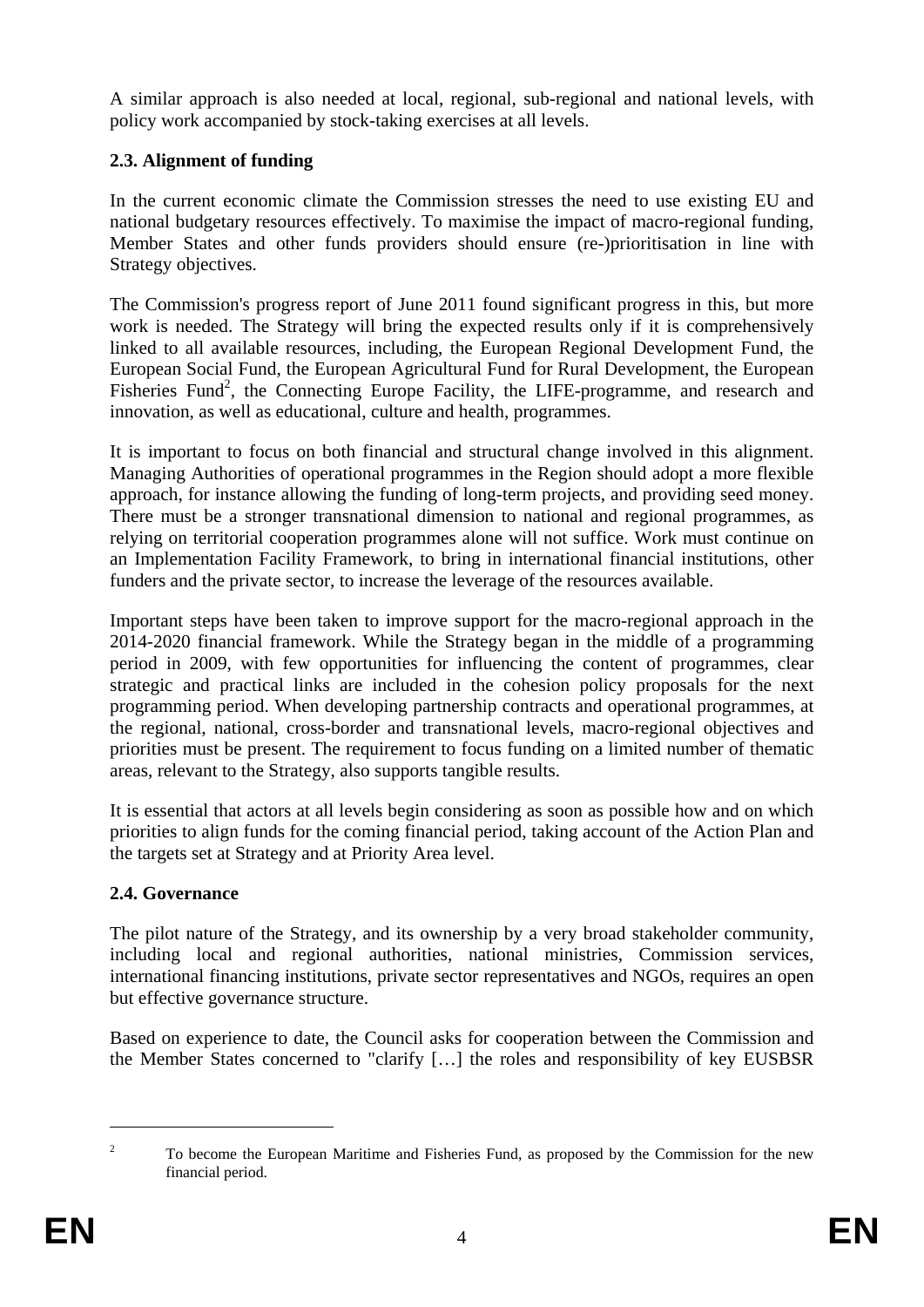A similar approach is also needed at local, regional, sub-regional and national levels, with policy work accompanied by stock-taking exercises at all levels.

### 2.3. Alignment of funding

In the current economic climate the Commission stresses the need to use existing EU and national budgetary resources effectively. To maximise the impact of macro-regional funding, Member States and other funds providers should ensure (re-)prioritisation in line with Strategy objectives.

The Commission's progress report of June 2011 found significant progress in this, but more work is needed. The Strategy will bring the expected results only if it is comprehensively linked to all available resources, including, the European Regional Development Fund, the European Social Fund, the European Agricultural Fund for Rural Development, the European Fisheries Fund[2], the Connecting Europe Facility, the LIFE-programme, and research and innovation, as well as educational, culture and health, programmes.

It is important to focus on both financial and structural change involved in this alignment. Managing Authorities of operational programmes in the Region should adopt a more flexible approach, for instance allowing the funding of long-term projects, and providing seed money. There must be a stronger transnational dimension to national and regional programmes, as relying on territorial cooperation programmes alone will not suffice. Work must continue on an Implementation Facility Framework, to bring in international financial institutions, other funders and the private sector, to increase the leverage of the resources available.

Important steps have been taken to improve support for the macro-regional approach in the 2014-2020 financial framework. While the Strategy began in the middle of a programming period in 2009, with few opportunities for influencing the content of programmes, clear strategic and practical links are included in the cohesion policy proposals for the next programming period. When developing partnership contracts and operational programmes, at the regional, national, cross-border and transnational levels, macro-regional objectives and priorities must be present. The requirement to focus funding on a limited number of thematic areas, relevant to the Strategy, also supports tangible results.

It is essential that actors at all levels begin considering as soon as possible how and on which priorities to align funds for the coming financial period, taking account of the Action Plan and the targets set at Strategy and at Priority Area level.

### 2.4. Governance

The pilot nature of the Strategy, and its ownership by a very broad stakeholder community, including local and regional authorities, national ministries, Commission services, international financing institutions, private sector representatives and NGOs, requires an open but effective governance structure.

Based on experience to date, the Council asks for cooperation between the Commission and the Member States concerned to "clarify […] the roles and responsibility of key EUSBSR

---

[2] To become the European Maritime and Fisheries Fund, as proposed by the Commission for the new financial period.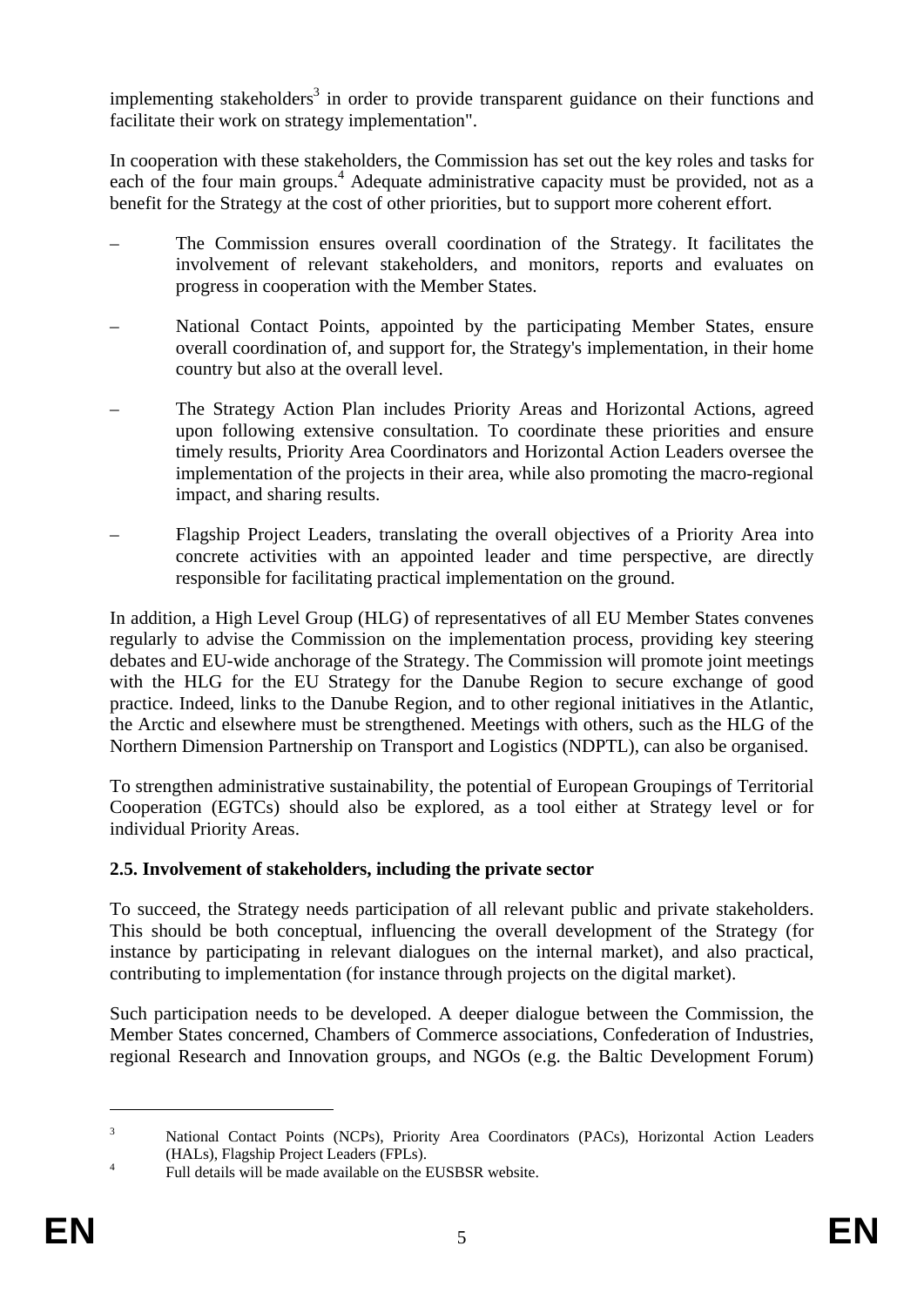implementing stakeholders[3] in order to provide transparent guidance on their functions and facilitate their work on strategy implementation".

In cooperation with these stakeholders, the Commission has set out the key roles and tasks for each of the four main groups.[4] Adequate administrative capacity must be provided, not as a benefit for the Strategy at the cost of other priorities, but to support more coherent effort.

– The Commission ensures overall coordination of the Strategy. It facilitates the involvement of relevant stakeholders, and monitors, reports and evaluates on progress in cooperation with the Member States.

– National Contact Points, appointed by the participating Member States, ensure overall coordination of, and support for, the Strategy's implementation, in their home country but also at the overall level.

– The Strategy Action Plan includes Priority Areas and Horizontal Actions, agreed upon following extensive consultation. To coordinate these priorities and ensure timely results, Priority Area Coordinators and Horizontal Action Leaders oversee the implementation of the projects in their area, while also promoting the macro-regional impact, and sharing results.

– Flagship Project Leaders, translating the overall objectives of a Priority Area into concrete activities with an appointed leader and time perspective, are directly responsible for facilitating practical implementation on the ground.

In addition, a High Level Group (HLG) of representatives of all EU Member States convenes regularly to advise the Commission on the implementation process, providing key steering debates and EU-wide anchorage of the Strategy. The Commission will promote joint meetings with the HLG for the EU Strategy for the Danube Region to secure exchange of good practice. Indeed, links to the Danube Region, and to other regional initiatives in the Atlantic, the Arctic and elsewhere must be strengthened. Meetings with others, such as the HLG of the Northern Dimension Partnership on Transport and Logistics (NDPTL), can also be organised.

To strengthen administrative sustainability, the potential of European Groupings of Territorial Cooperation (EGTCs) should also be explored, as a tool either at Strategy level or for individual Priority Areas.

### 2.5. Involvement of stakeholders, including the private sector

To succeed, the Strategy needs participation of all relevant public and private stakeholders. This should be both conceptual, influencing the overall development of the Strategy (for instance by participating in relevant dialogues on the internal market), and also practical, contributing to implementation (for instance through projects on the digital market).

Such participation needs to be developed. A deeper dialogue between the Commission, the Member States concerned, Chambers of Commerce associations, Confederation of Industries, regional Research and Innovation groups, and NGOs (e.g. the Baltic Development Forum)

---

[3] National Contact Points (NCPs), Priority Area Coordinators (PACs), Horizontal Action Leaders (HALs), Flagship Project Leaders (FPLs).

[4] Full details will be made available on the EUSBSR website.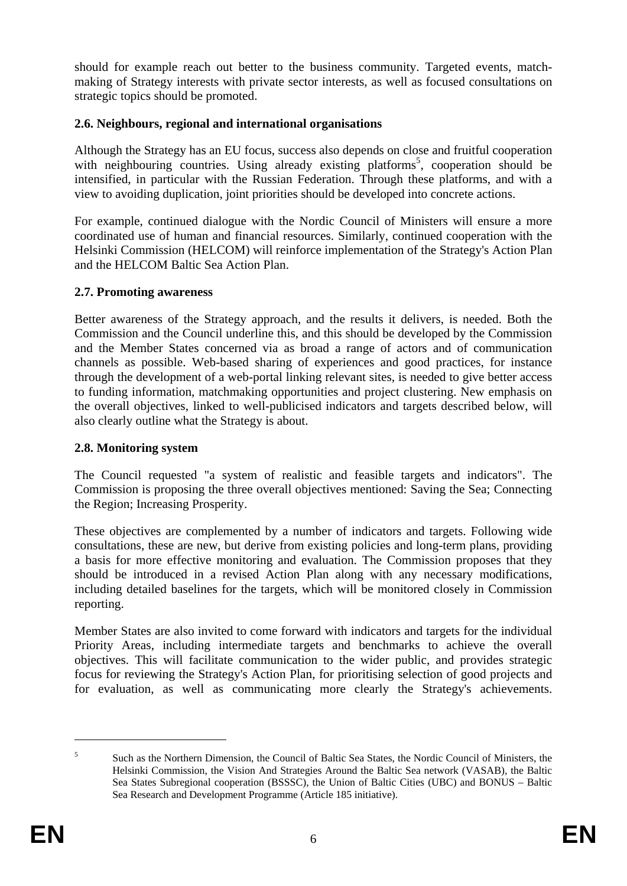should for example reach out better to the business community. Targeted events, match-making of Strategy interests with private sector interests, as well as focused consultations on strategic topics should be promoted.

## 2.6. Neighbours, regional and international organisations

Although the Strategy has an EU focus, success also depends on close and fruitful cooperation with neighbouring countries. Using already existing platforms[5], cooperation should be intensified, in particular with the Russian Federation. Through these platforms, and with a view to avoiding duplication, joint priorities should be developed into concrete actions.

For example, continued dialogue with the Nordic Council of Ministers will ensure a more coordinated use of human and financial resources. Similarly, continued cooperation with the Helsinki Commission (HELCOM) will reinforce implementation of the Strategy's Action Plan and the HELCOM Baltic Sea Action Plan.

## 2.7. Promoting awareness

Better awareness of the Strategy approach, and the results it delivers, is needed. Both the Commission and the Council underline this, and this should be developed by the Commission and the Member States concerned via as broad a range of actors and of communication channels as possible. Web-based sharing of experiences and good practices, for instance through the development of a web-portal linking relevant sites, is needed to give better access to funding information, matchmaking opportunities and project clustering. New emphasis on the overall objectives, linked to well-publicised indicators and targets described below, will also clearly outline what the Strategy is about.

## 2.8. Monitoring system

The Council requested "a system of realistic and feasible targets and indicators". The Commission is proposing the three overall objectives mentioned: Saving the Sea; Connecting the Region; Increasing Prosperity.

These objectives are complemented by a number of indicators and targets. Following wide consultations, these are new, but derive from existing policies and long-term plans, providing a basis for more effective monitoring and evaluation. The Commission proposes that they should be introduced in a revised Action Plan along with any necessary modifications, including detailed baselines for the targets, which will be monitored closely in Commission reporting.

Member States are also invited to come forward with indicators and targets for the individual Priority Areas, including intermediate targets and benchmarks to achieve the overall objectives. This will facilitate communication to the wider public, and provides strategic focus for reviewing the Strategy's Action Plan, for prioritising selection of good projects and for evaluation, as well as communicating more clearly the Strategy's achievements.

---

[5] Such as the Northern Dimension, the Council of Baltic Sea States, the Nordic Council of Ministers, the Helsinki Commission, the Vision And Strategies Around the Baltic Sea network (VASAB), the Baltic Sea States Subregional cooperation (BSSSC), the Union of Baltic Cities (UBC) and BONUS – Baltic Sea Research and Development Programme (Article 185 initiative).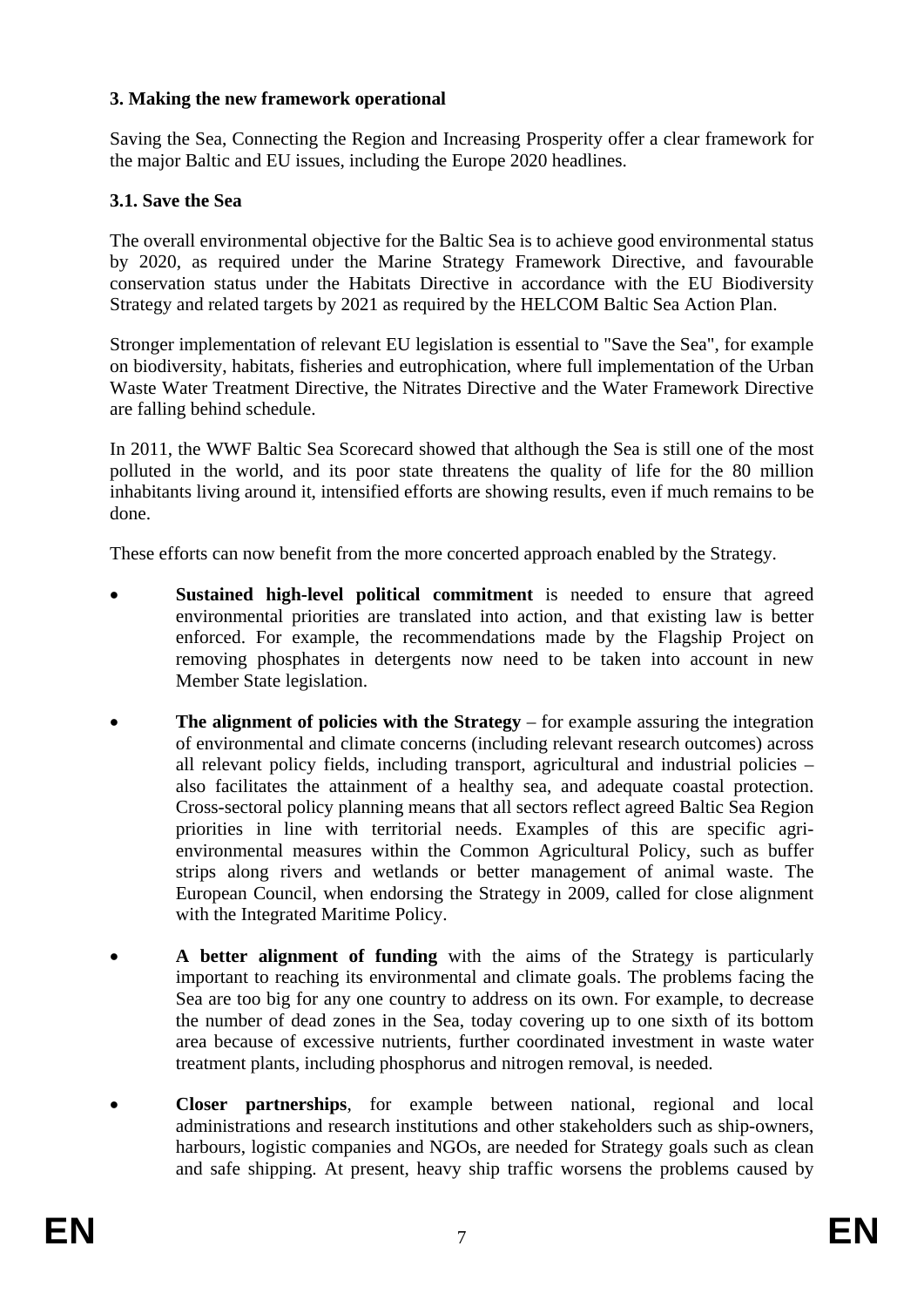### 3. Making the new framework operational

Saving the Sea, Connecting the Region and Increasing Prosperity offer a clear framework for the major Baltic and EU issues, including the Europe 2020 headlines.

### 3.1. Save the Sea

The overall environmental objective for the Baltic Sea is to achieve good environmental status by 2020, as required under the Marine Strategy Framework Directive, and favourable conservation status under the Habitats Directive in accordance with the EU Biodiversity Strategy and related targets by 2021 as required by the HELCOM Baltic Sea Action Plan.

Stronger implementation of relevant EU legislation is essential to "Save the Sea", for example on biodiversity, habitats, fisheries and eutrophication, where full implementation of the Urban Waste Water Treatment Directive, the Nitrates Directive and the Water Framework Directive are falling behind schedule.

In 2011, the WWF Baltic Sea Scorecard showed that although the Sea is still one of the most polluted in the world, and its poor state threatens the quality of life for the 80 million inhabitants living around it, intensified efforts are showing results, even if much remains to be done.

These efforts can now benefit from the more concerted approach enabled by the Strategy.

- **Sustained high-level political commitment** is needed to ensure that agreed environmental priorities are translated into action, and that existing law is better enforced. For example, the recommendations made by the Flagship Project on removing phosphates in detergents now need to be taken into account in new Member State legislation.
- **The alignment of policies with the Strategy** – for example assuring the integration of environmental and climate concerns (including relevant research outcomes) across all relevant policy fields, including transport, agricultural and industrial policies – also facilitates the attainment of a healthy sea, and adequate coastal protection. Cross-sectoral policy planning means that all sectors reflect agreed Baltic Sea Region priorities in line with territorial needs. Examples of this are specific agri-environmental measures within the Common Agricultural Policy, such as buffer strips along rivers and wetlands or better management of animal waste. The European Council, when endorsing the Strategy in 2009, called for close alignment with the Integrated Maritime Policy.
- **A better alignment of funding** with the aims of the Strategy is particularly important to reaching its environmental and climate goals. The problems facing the Sea are too big for any one country to address on its own. For example, to decrease the number of dead zones in the Sea, today covering up to one sixth of its bottom area because of excessive nutrients, further coordinated investment in waste water treatment plants, including phosphorus and nitrogen removal, is needed.
- **Closer partnerships**, for example between national, regional and local administrations and research institutions and other stakeholders such as ship-owners, harbours, logistic companies and NGOs, are needed for Strategy goals such as clean and safe shipping. At present, heavy ship traffic worsens the problems caused by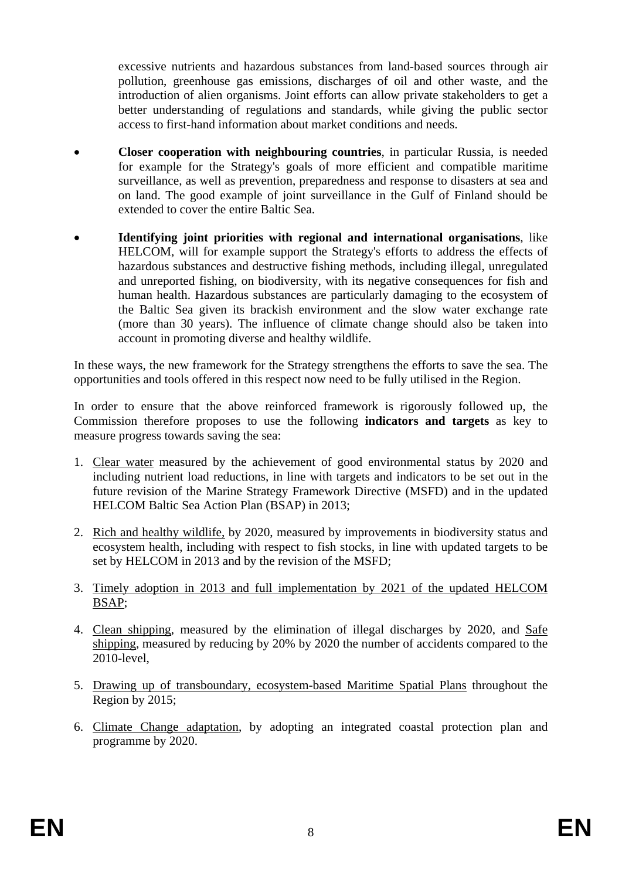excessive nutrients and hazardous substances from land-based sources through air pollution, greenhouse gas emissions, discharges of oil and other waste, and the introduction of alien organisms. Joint efforts can allow private stakeholders to get a better understanding of regulations and standards, while giving the public sector access to first-hand information about market conditions and needs.

- **Closer cooperation with neighbouring countries**, in particular Russia, is needed for example for the Strategy's goals of more efficient and compatible maritime surveillance, as well as prevention, preparedness and response to disasters at sea and on land. The good example of joint surveillance in the Gulf of Finland should be extended to cover the entire Baltic Sea.
- **Identifying joint priorities with regional and international organisations**, like HELCOM, will for example support the Strategy's efforts to address the effects of hazardous substances and destructive fishing methods, including illegal, unregulated and unreported fishing, on biodiversity, with its negative consequences for fish and human health. Hazardous substances are particularly damaging to the ecosystem of the Baltic Sea given its brackish environment and the slow water exchange rate (more than 30 years). The influence of climate change should also be taken into account in promoting diverse and healthy wildlife.

In these ways, the new framework for the Strategy strengthens the efforts to save the sea. The opportunities and tools offered in this respect now need to be fully utilised in the Region.

In order to ensure that the above reinforced framework is rigorously followed up, the Commission therefore proposes to use the following **indicators and targets** as key to measure progress towards saving the sea:

1. <u>Clear water</u> measured by the achievement of good environmental status by 2020 and including nutrient load reductions, in line with targets and indicators to be set out in the future revision of the Marine Strategy Framework Directive (MSFD) and in the updated HELCOM Baltic Sea Action Plan (BSAP) in 2013;
2. <u>Rich and healthy wildlife,</u> by 2020, measured by improvements in biodiversity status and ecosystem health, including with respect to fish stocks, in line with updated targets to be set by HELCOM in 2013 and by the revision of the MSFD;
3. <u>Timely adoption in 2013 and full implementation by 2021 of the updated HELCOM BSAP</u>;
4. <u>Clean shipping</u>, measured by the elimination of illegal discharges by 2020, and <u>Safe shipping</u>, measured by reducing by 20% by 2020 the number of accidents compared to the 2010-level,
5. <u>Drawing up of transboundary, ecosystem-based Maritime Spatial Plans</u> throughout the Region by 2015;
6. <u>Climate Change adaptation</u>, by adopting an integrated coastal protection plan and programme by 2020.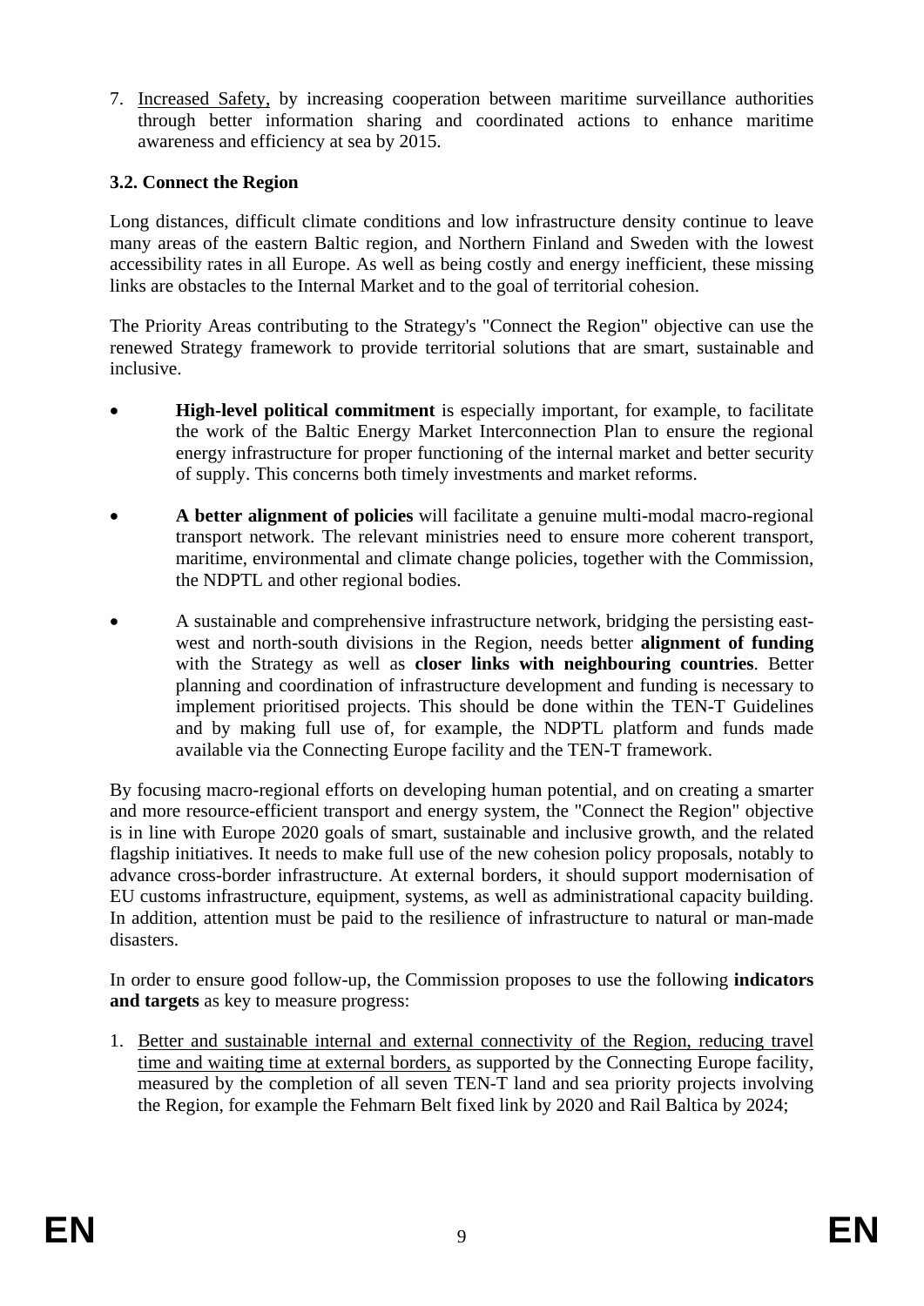7. <u>Increased Safety,</u> by increasing cooperation between maritime surveillance authorities through better information sharing and coordinated actions to enhance maritime awareness and efficiency at sea by 2015.

### 3.2. Connect the Region

Long distances, difficult climate conditions and low infrastructure density continue to leave many areas of the eastern Baltic region, and Northern Finland and Sweden with the lowest accessibility rates in all Europe. As well as being costly and energy inefficient, these missing links are obstacles to the Internal Market and to the goal of territorial cohesion.

The Priority Areas contributing to the Strategy's "Connect the Region" objective can use the renewed Strategy framework to provide territorial solutions that are smart, sustainable and inclusive.

- **High-level political commitment** is especially important, for example, to facilitate the work of the Baltic Energy Market Interconnection Plan to ensure the regional energy infrastructure for proper functioning of the internal market and better security of supply. This concerns both timely investments and market reforms.

- **A better alignment of policies** will facilitate a genuine multi-modal macro-regional transport network. The relevant ministries need to ensure more coherent transport, maritime, environmental and climate change policies, together with the Commission, the NDPTL and other regional bodies.

- A sustainable and comprehensive infrastructure network, bridging the persisting east-west and north-south divisions in the Region, needs better **alignment of funding** with the Strategy as well as **closer links with neighbouring countries**. Better planning and coordination of infrastructure development and funding is necessary to implement prioritised projects. This should be done within the TEN-T Guidelines and by making full use of, for example, the NDPTL platform and funds made available via the Connecting Europe facility and the TEN-T framework.

By focusing macro-regional efforts on developing human potential, and on creating a smarter and more resource-efficient transport and energy system, the "Connect the Region" objective is in line with Europe 2020 goals of smart, sustainable and inclusive growth, and the related flagship initiatives. It needs to make full use of the new cohesion policy proposals, notably to advance cross-border infrastructure. At external borders, it should support modernisation of EU customs infrastructure, equipment, systems, as well as administrational capacity building. In addition, attention must be paid to the resilience of infrastructure to natural or man-made disasters.

In order to ensure good follow-up, the Commission proposes to use the following **indicators and targets** as key to measure progress:

1. <u>Better and sustainable internal and external connectivity of the Region, reducing travel time and waiting time at external borders,</u> as supported by the Connecting Europe facility, measured by the completion of all seven TEN-T land and sea priority projects involving the Region, for example the Fehmarn Belt fixed link by 2020 and Rail Baltica by 2024;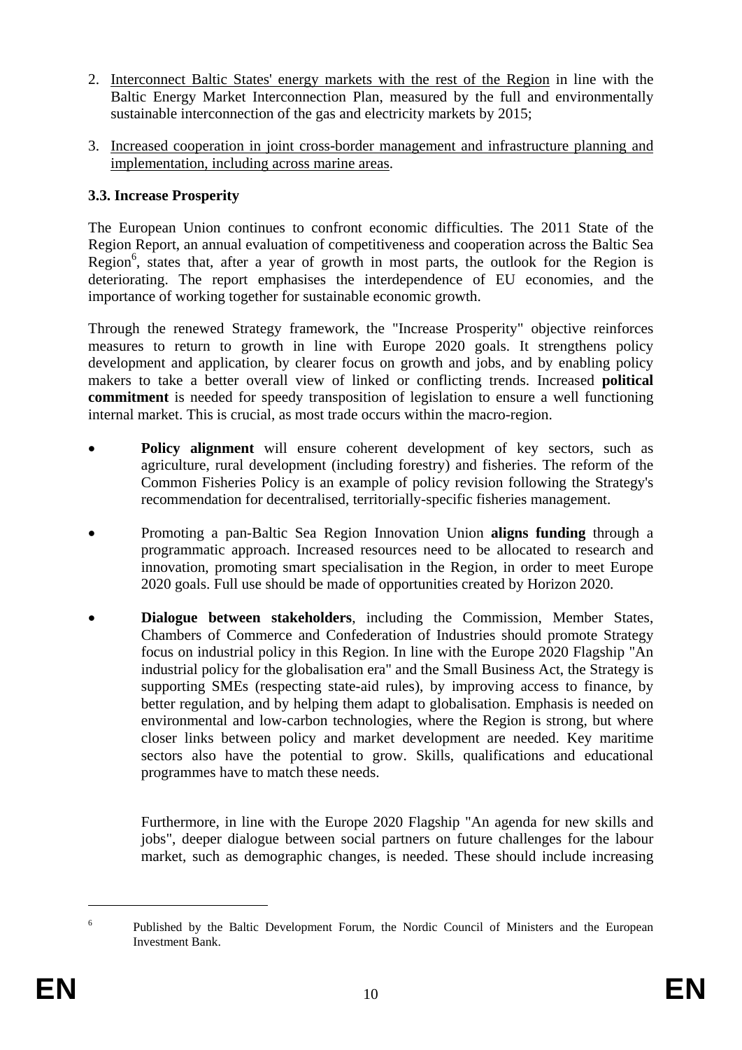2. Interconnect Baltic States' energy markets with the rest of the Region in line with the Baltic Energy Market Interconnection Plan, measured by the full and environmentally sustainable interconnection of the gas and electricity markets by 2015;

3. Increased cooperation in joint cross-border management and infrastructure planning and implementation, including across marine areas.

### 3.3. Increase Prosperity

The European Union continues to confront economic difficulties. The 2011 State of the Region Report, an annual evaluation of competitiveness and cooperation across the Baltic Sea Region[6], states that, after a year of growth in most parts, the outlook for the Region is deteriorating. The report emphasises the interdependence of EU economies, and the importance of working together for sustainable economic growth.

Through the renewed Strategy framework, the "Increase Prosperity" objective reinforces measures to return to growth in line with Europe 2020 goals. It strengthens policy development and application, by clearer focus on growth and jobs, and by enabling policy makers to take a better overall view of linked or conflicting trends. Increased **political commitment** is needed for speedy transposition of legislation to ensure a well functioning internal market. This is crucial, as most trade occurs within the macro-region.

- **Policy alignment** will ensure coherent development of key sectors, such as agriculture, rural development (including forestry) and fisheries. The reform of the Common Fisheries Policy is an example of policy revision following the Strategy's recommendation for decentralised, territorially-specific fisheries management.

- Promoting a pan-Baltic Sea Region Innovation Union **aligns funding** through a programmatic approach. Increased resources need to be allocated to research and innovation, promoting smart specialisation in the Region, in order to meet Europe 2020 goals. Full use should be made of opportunities created by Horizon 2020.

- **Dialogue between stakeholders**, including the Commission, Member States, Chambers of Commerce and Confederation of Industries should promote Strategy focus on industrial policy in this Region. In line with the Europe 2020 Flagship "An industrial policy for the globalisation era" and the Small Business Act, the Strategy is supporting SMEs (respecting state-aid rules), by improving access to finance, by better regulation, and by helping them adapt to globalisation. Emphasis is needed on environmental and low-carbon technologies, where the Region is strong, but where closer links between policy and market development are needed. Key maritime sectors also have the potential to grow. Skills, qualifications and educational programmes have to match these needs.

  Furthermore, in line with the Europe 2020 Flagship "An agenda for new skills and jobs", deeper dialogue between social partners on future challenges for the labour market, such as demographic changes, is needed. These should include increasing

---

[6] Published by the Baltic Development Forum, the Nordic Council of Ministers and the European Investment Bank.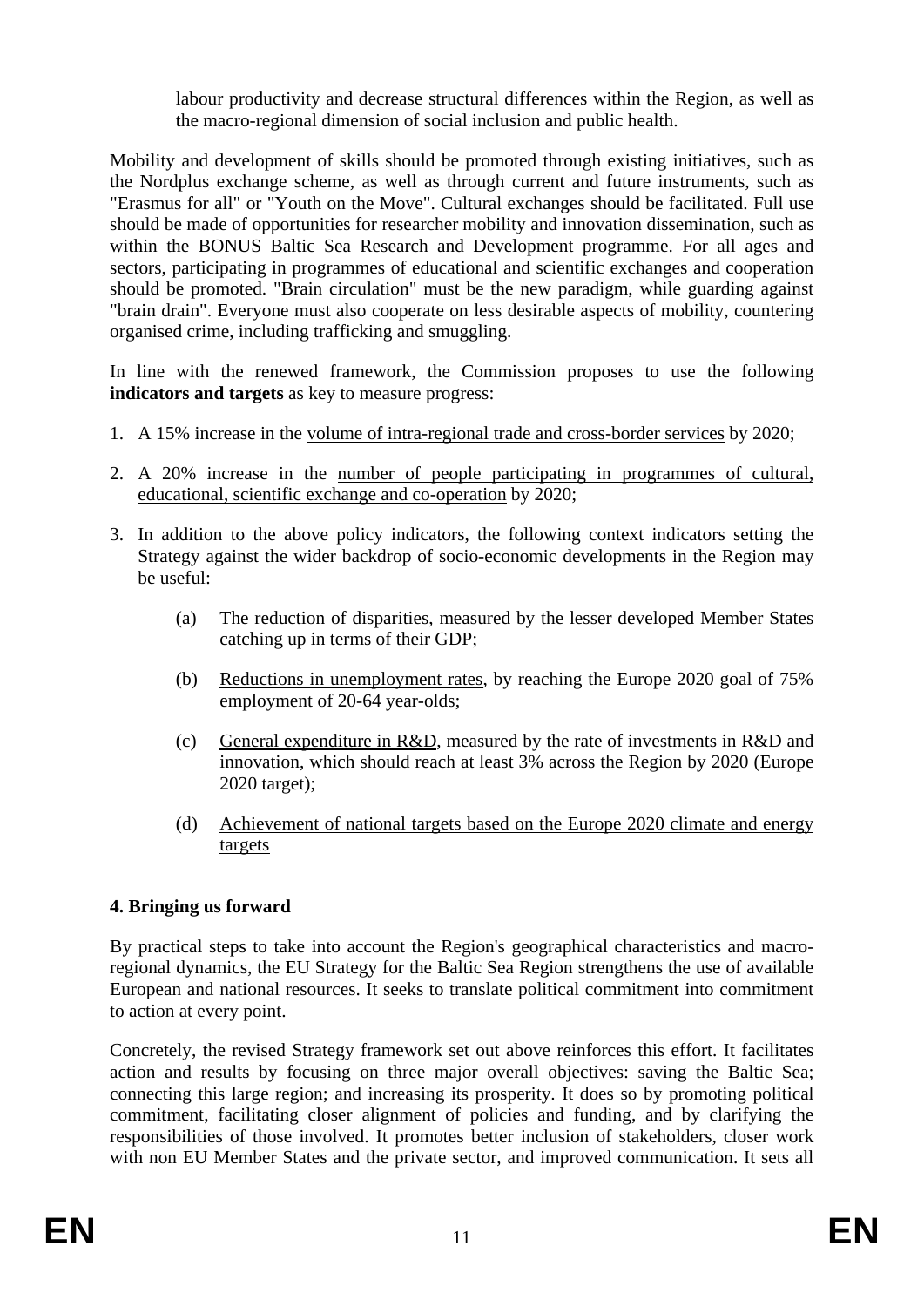labour productivity and decrease structural differences within the Region, as well as the macro-regional dimension of social inclusion and public health.

Mobility and development of skills should be promoted through existing initiatives, such as the Nordplus exchange scheme, as well as through current and future instruments, such as "Erasmus for all" or "Youth on the Move". Cultural exchanges should be facilitated. Full use should be made of opportunities for researcher mobility and innovation dissemination, such as within the BONUS Baltic Sea Research and Development programme. For all ages and sectors, participating in programmes of educational and scientific exchanges and cooperation should be promoted. "Brain circulation" must be the new paradigm, while guarding against "brain drain". Everyone must also cooperate on less desirable aspects of mobility, countering organised crime, including trafficking and smuggling.

In line with the renewed framework, the Commission proposes to use the following **indicators and targets** as key to measure progress:

1. A 15% increase in the volume of intra-regional trade and cross-border services by 2020;
2. A 20% increase in the number of people participating in programmes of cultural, educational, scientific exchange and co-operation by 2020;
3. In addition to the above policy indicators, the following context indicators setting the Strategy against the wider backdrop of socio-economic developments in the Region may be useful:

    (a) The reduction of disparities, measured by the lesser developed Member States catching up in terms of their GDP;

    (b) Reductions in unemployment rates, by reaching the Europe 2020 goal of 75% employment of 20-64 year-olds;

    (c) General expenditure in R&D, measured by the rate of investments in R&D and innovation, which should reach at least 3% across the Region by 2020 (Europe 2020 target);

    (d) Achievement of national targets based on the Europe 2020 climate and energy targets

## 4. Bringing us forward

By practical steps to take into account the Region's geographical characteristics and macro-regional dynamics, the EU Strategy for the Baltic Sea Region strengthens the use of available European and national resources. It seeks to translate political commitment into commitment to action at every point.

Concretely, the revised Strategy framework set out above reinforces this effort. It facilitates action and results by focusing on three major overall objectives: saving the Baltic Sea; connecting this large region; and increasing its prosperity. It does so by promoting political commitment, facilitating closer alignment of policies and funding, and by clarifying the responsibilities of those involved. It promotes better inclusion of stakeholders, closer work with non EU Member States and the private sector, and improved communication. It sets all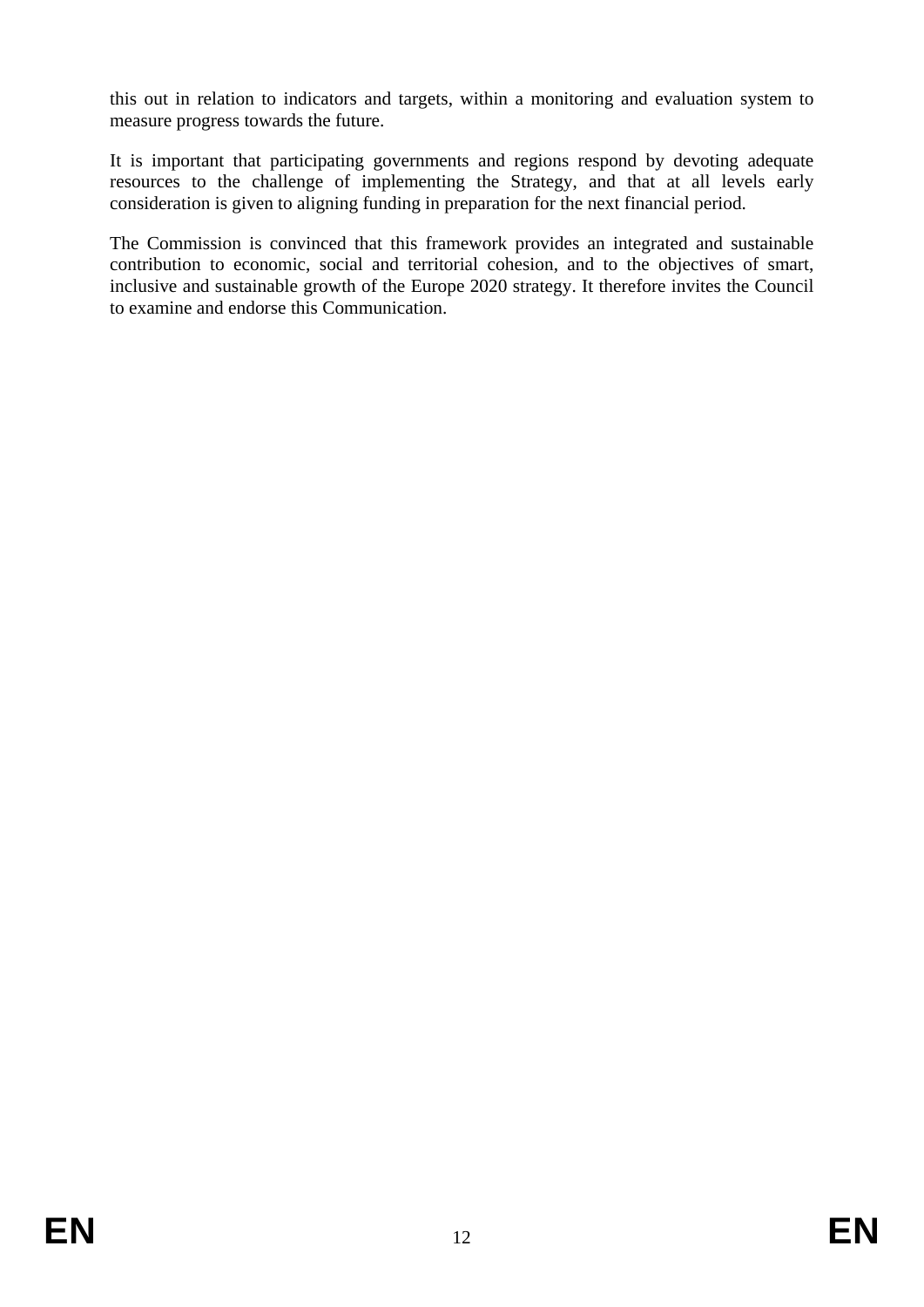this out in relation to indicators and targets, within a monitoring and evaluation system to measure progress towards the future.

It is important that participating governments and regions respond by devoting adequate resources to the challenge of implementing the Strategy, and that at all levels early consideration is given to aligning funding in preparation for the next financial period.

The Commission is convinced that this framework provides an integrated and sustainable contribution to economic, social and territorial cohesion, and to the objectives of smart, inclusive and sustainable growth of the Europe 2020 strategy. It therefore invites the Council to examine and endorse this Communication.